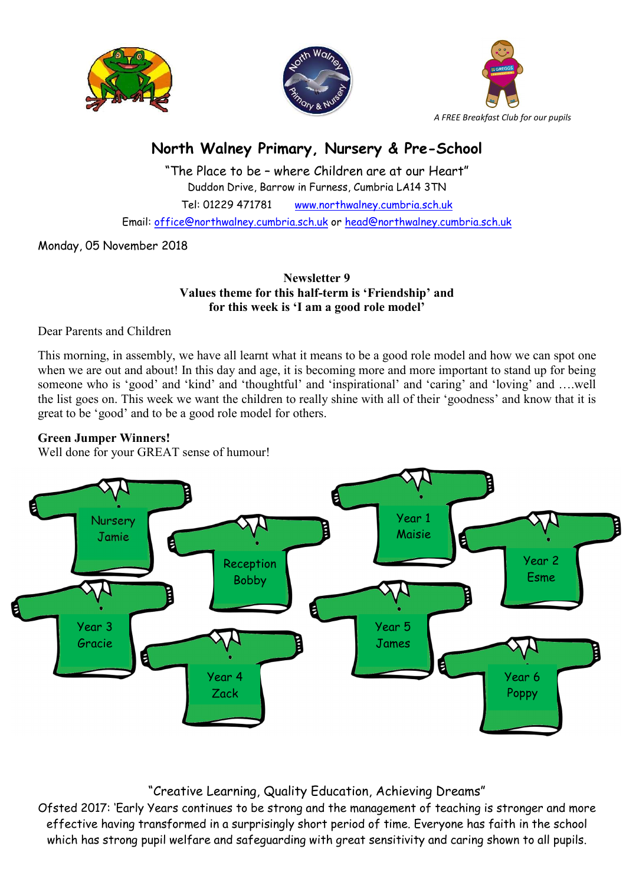*A FREE Breakfast Club for our pupils*

# North Walney Primary, Nursery & Pre-School

"The Place to be – where Children are at our Heart"

Duddon Drive, Barrow in Furness, Cumbria LA14 3TN

Tel: 01229 471781 www.northwalney.cumbria.sch.uk

Email: office@northwalney.cumbria.sch.uk or head@northwalney.cumbria.sch.uk

Monday, 05 November 2018

**Newsletter 9**
**Values theme for this half-term is 'Friendship' and for this week is 'I am a good role model'**

Dear Parents and Children

This morning, in assembly, we have all learnt what it means to be a good role model and how we can spot one when we are out and about! In this day and age, it is becoming more and more important to stand up for being someone who is 'good' and 'kind' and 'thoughtful' and 'inspirational' and 'caring' and 'loving' and ….well the list goes on. This week we want the children to really shine with all of their 'goodness' and know that it is great to be 'good' and to be a good role model for others.

**Green Jumper Winners!**
Well done for your GREAT sense of humour!

- Nursery Jamie
- Reception Bobby
- Year 1 Maisie
- Year 2 Esme
- Year 3 Gracie
- Year 4 Zack
- Year 5 James
- Year 6 Poppy

"Creative Learning, Quality Education, Achieving Dreams"

Ofsted 2017: 'Early Years continues to be strong and the management of teaching is stronger and more effective having transformed in a surprisingly short period of time. Everyone has faith in the school which has strong pupil welfare and safeguarding with great sensitivity and caring shown to all pupils.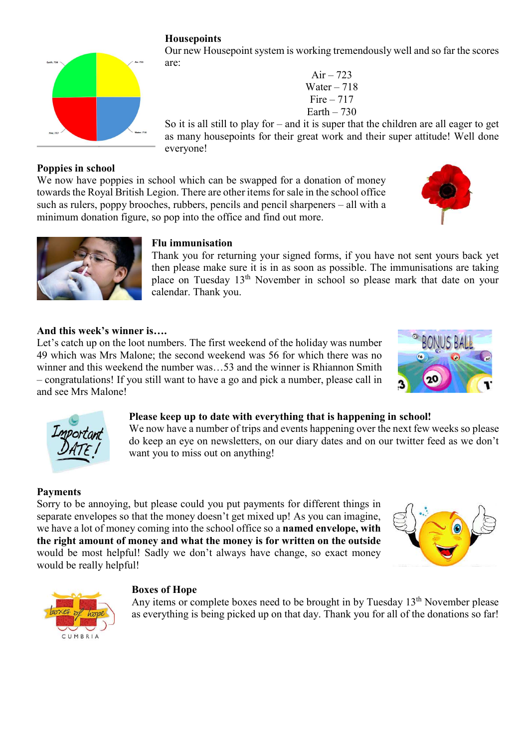## Housepoints

Our new Housepoint system is working tremendously well and so far the scores are:

Air – 723
Water – 718
Fire – 717
Earth – 730

So it is all still to play for – and it is super that the children are all eager to get as many housepoints for their great work and their super attitude! Well done everyone!

## Poppies in school

We now have poppies in school which can be swapped for a donation of money towards the Royal British Legion. There are other items for sale in the school office such as rulers, poppy brooches, rubbers, pencils and pencil sharpeners – all with a minimum donation figure, so pop into the office and find out more.

## Flu immunisation

Thank you for returning your signed forms, if you have not sent yours back yet then please make sure it is in as soon as possible. The immunisations are taking place on Tuesday 13th November in school so please mark that date on your calendar. Thank you.

## And this week's winner is….

Let's catch up on the loot numbers. The first weekend of the holiday was number 49 which was Mrs Malone; the second weekend was 56 for which there was no winner and this weekend the number was…53 and the winner is Rhiannon Smith – congratulations! If you still want to have a go and pick a number, please call in and see Mrs Malone!

## Please keep up to date with everything that is happening in school!

We now have a number of trips and events happening over the next few weeks so please do keep an eye on newsletters, on our diary dates and on our twitter feed as we don't want you to miss out on anything!

## Payments

Sorry to be annoying, but please could you put payments for different things in separate envelopes so that the money doesn't get mixed up! As you can imagine, we have a lot of money coming into the school office so a **named envelope, with the right amount of money and what the money is for written on the outside** would be most helpful! Sadly we don't always have change, so exact money would be really helpful!

## Boxes of Hope

Any items or complete boxes need to be brought in by Tuesday 13th November please as everything is being picked up on that day. Thank you for all of the donations so far!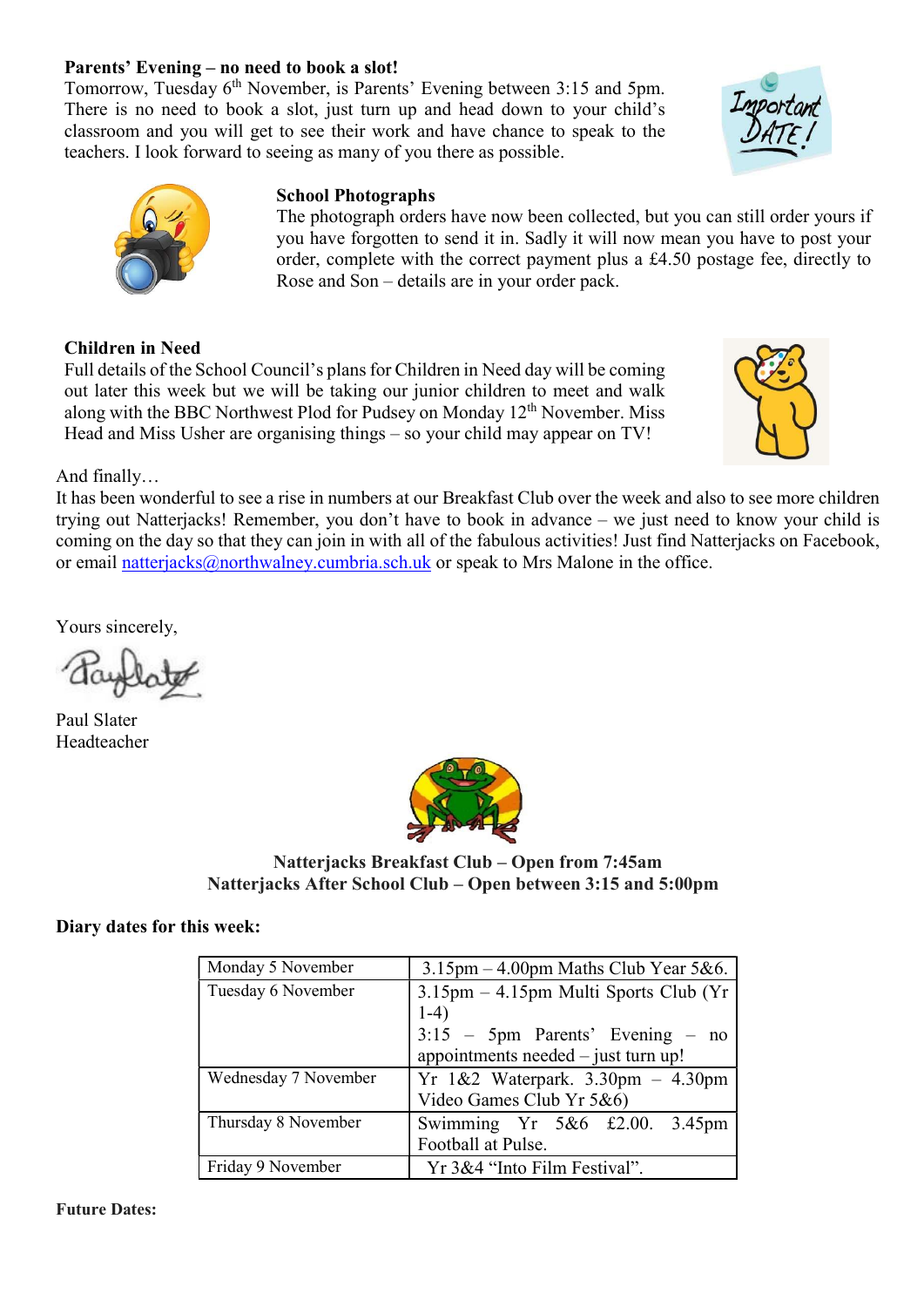**Parents' Evening – no need to book a slot!**

Tomorrow, Tuesday 6th November, is Parents' Evening between 3:15 and 5pm. There is no need to book a slot, just turn up and head down to your child's classroom and you will get to see their work and have chance to speak to the teachers. I look forward to seeing as many of you there as possible.

**School Photographs**

The photograph orders have now been collected, but you can still order yours if you have forgotten to send it in. Sadly it will now mean you have to post your order, complete with the correct payment plus a £4.50 postage fee, directly to Rose and Son – details are in your order pack.

**Children in Need**

Full details of the School Council's plans for Children in Need day will be coming out later this week but we will be taking our junior children to meet and walk along with the BBC Northwest Plod for Pudsey on Monday 12th November. Miss Head and Miss Usher are organising things – so your child may appear on TV!

And finally…

It has been wonderful to see a rise in numbers at our Breakfast Club over the week and also to see more children trying out Natterjacks! Remember, you don't have to book in advance – we just need to know your child is coming on the day so that they can join in with all of the fabulous activities! Just find Natterjacks on Facebook, or email natterjacks@northwalney.cumbria.sch.uk or speak to Mrs Malone in the office.

Yours sincerely,

Paul Slater
Headteacher

**Natterjacks Breakfast Club – Open from 7:45am**
**Natterjacks After School Club – Open between 3:15 and 5:00pm**

**Diary dates for this week:**

| | |
|---|---|
| Monday 5 November | 3.15pm – 4.00pm Maths Club Year 5&6. |
| Tuesday 6 November | 3.15pm – 4.15pm Multi Sports Club (Yr 1-4)<br>3:15 – 5pm Parents' Evening – no appointments needed – just turn up! |
| Wednesday 7 November | Yr 1&2 Waterpark. 3.30pm – 4.30pm Video Games Club Yr 5&6) |
| Thursday 8 November | Swimming Yr 5&6 £2.00. 3.45pm Football at Pulse. |
| Friday 9 November | Yr 3&4 "Into Film Festival". |

**Future Dates:**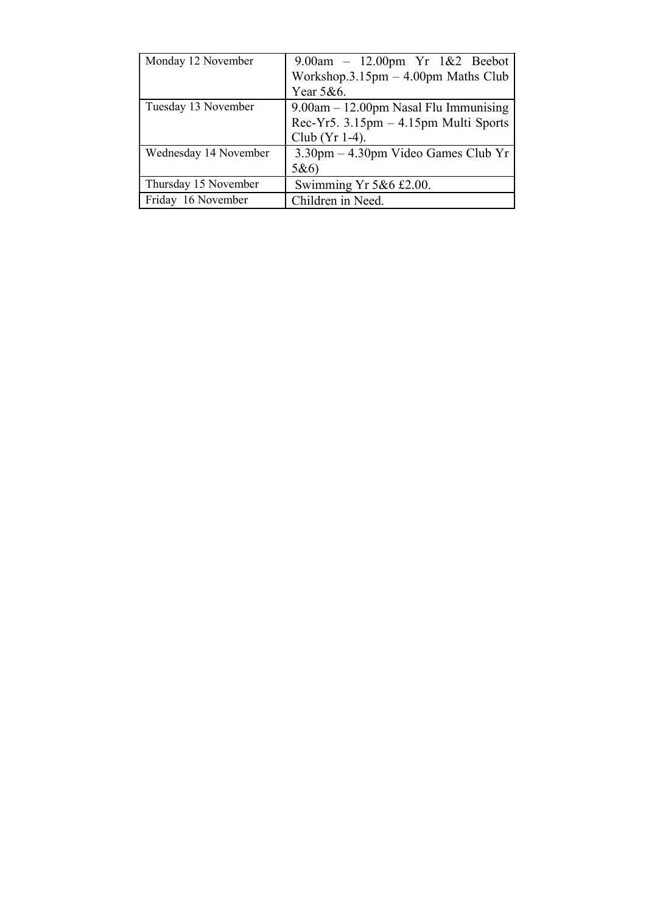| | |
|---|---|
| Monday 12 November | 9.00am – 12.00pm Yr 1&2 Beebot Workshop.3.15pm – 4.00pm Maths Club Year 5&6. |
| Tuesday 13 November | 9.00am – 12.00pm Nasal Flu Immunising Rec-Yr5. 3.15pm – 4.15pm Multi Sports Club (Yr 1-4). |
| Wednesday 14 November | 3.30pm – 4.30pm Video Games Club Yr 5&6) |
| Thursday 15 November | Swimming Yr 5&6 £2.00. |
| Friday 16 November | Children in Need. |